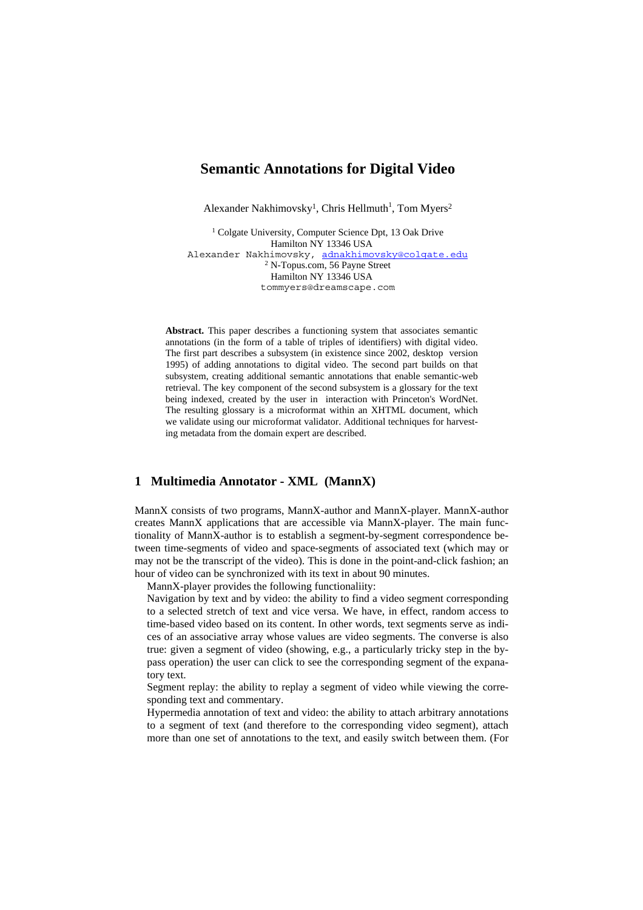# Semantic Annotations for Digital Video

Alexander Nakhimovsky[1], Chris Hellmuth[1], Tom Myers[2]

[1] Colgate University, Computer Science Dpt, 13 Oak Drive
Hamilton NY 13346 USA
Alexander Nakhimovsky, adnakhimovsky@colgate.edu
[2] N-Topus.com, 56 Payne Street
Hamilton NY 13346 USA
tommyers@dreamscape.com

**Abstract.** This paper describes a functioning system that associates semantic annotations (in the form of a table of triples of identifiers) with digital video. The first part describes a subsystem (in existence since 2002, desktop version 1995) of adding annotations to digital video. The second part builds on that subsystem, creating additional semantic annotations that enable semantic-web retrieval. The key component of the second subsystem is a glossary for the text being indexed, created by the user in interaction with Princeton's WordNet. The resulting glossary is a microformat within an XHTML document, which we validate using our microformat validator. Additional techniques for harvesting metadata from the domain expert are described.

## 1 Multimedia Annotator - XML (MannX)

MannX consists of two programs, MannX-author and MannX-player. MannX-author creates MannX applications that are accessible via MannX-player. The main functionality of MannX-author is to establish a segment-by-segment correspondence between time-segments of video and space-segments of associated text (which may or may not be the transcript of the video). This is done in the point-and-click fashion; an hour of video can be synchronized with its text in about 90 minutes.

MannX-player provides the following functionaliity:

Navigation by text and by video: the ability to find a video segment corresponding to a selected stretch of text and vice versa. We have, in effect, random access to time-based video based on its content. In other words, text segments serve as indices of an associative array whose values are video segments. The converse is also true: given a segment of video (showing, e.g., a particularly tricky step in the bypass operation) the user can click to see the corresponding segment of the expanatory text.

Segment replay: the ability to replay a segment of video while viewing the corresponding text and commentary.

Hypermedia annotation of text and video: the ability to attach arbitrary annotations to a segment of text (and therefore to the corresponding video segment), attach more than one set of annotations to the text, and easily switch between them. (For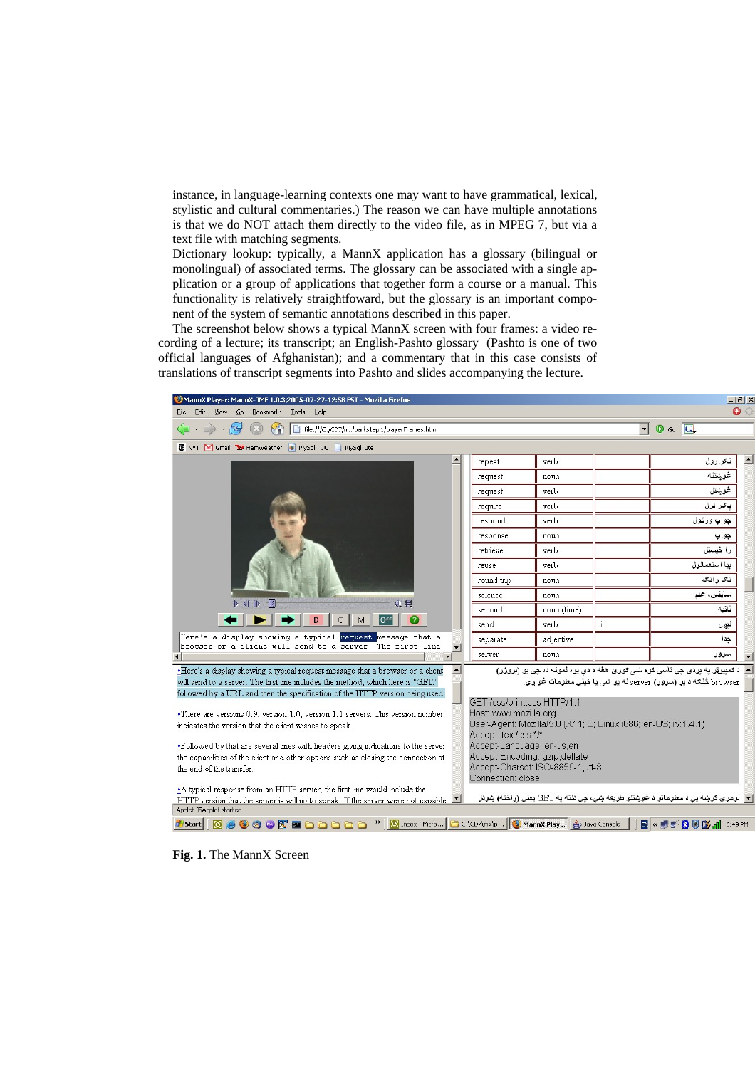instance, in language-learning contexts one may want to have grammatical, lexical, stylistic and cultural commentaries.) The reason we can have multiple annotations is that we do NOT attach them directly to the video file, as in MPEG 7, but via a text file with matching segments.

Dictionary lookup: typically, a MannX application has a glossary (bilingual or monolingual) of associated terms. The glossary can be associated with a single application or a group of applications that together form a course or a manual. This functionality is relatively straightfoward, but the glossary is an important component of the system of semantic annotations described in this paper.

The screenshot below shows a typical MannX screen with four frames: a video recording of a lecture; its transcript; an English-Pashto glossary (Pashto is one of two official languages of Afghanistan); and a commentary that in this case consists of translations of transcript segments into Pashto and slides accompanying the lecture.

**Fig. 1.** The MannX Screen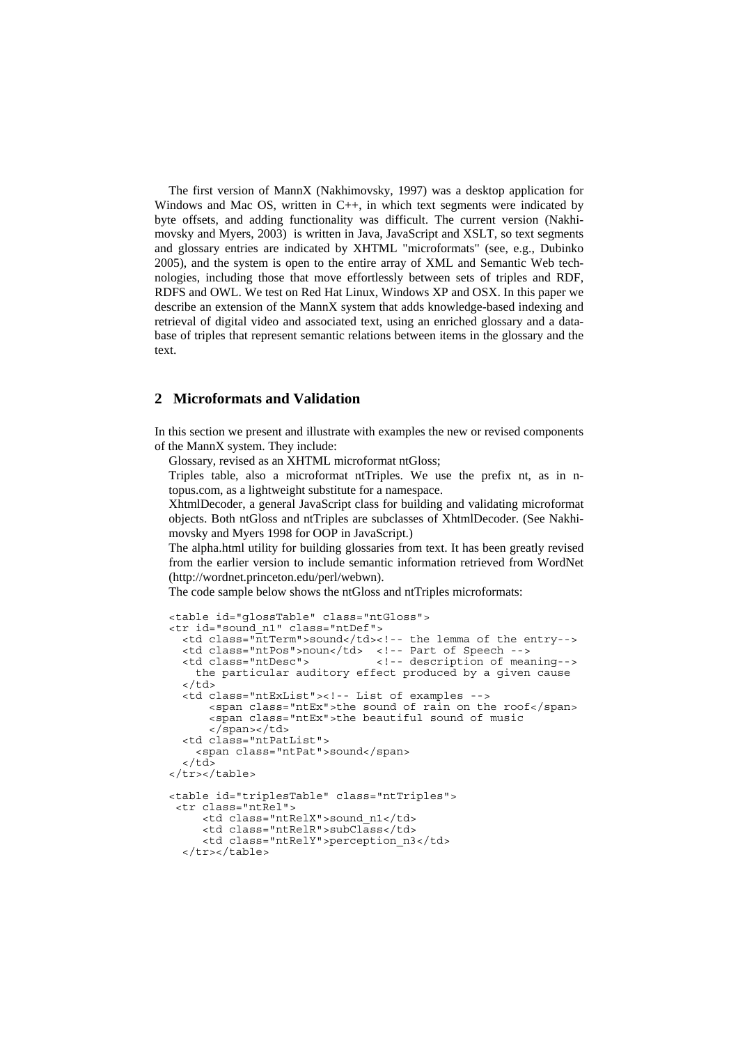The first version of MannX (Nakhimovsky, 1997) was a desktop application for Windows and Mac OS, written in C++, in which text segments were indicated by byte offsets, and adding functionality was difficult. The current version (Nakhimovsky and Myers, 2003) is written in Java, JavaScript and XSLT, so text segments and glossary entries are indicated by XHTML "microformats" (see, e.g., Dubinko 2005), and the system is open to the entire array of XML and Semantic Web technologies, including those that move effortlessly between sets of triples and RDF, RDFS and OWL. We test on Red Hat Linux, Windows XP and OSX. In this paper we describe an extension of the MannX system that adds knowledge-based indexing and retrieval of digital video and associated text, using an enriched glossary and a database of triples that represent semantic relations between items in the glossary and the text.

## 2 Microformats and Validation

In this section we present and illustrate with examples the new or revised components of the MannX system. They include:

Glossary, revised as an XHTML microformat ntGloss;

Triples table, also a microformat ntTriples. We use the prefix nt, as in n-topus.com, as a lightweight substitute for a namespace.

XhtmlDecoder, a general JavaScript class for building and validating microformat objects. Both ntGloss and ntTriples are subclasses of XhtmlDecoder. (See Nakhimovsky and Myers 1998 for OOP in JavaScript.)

The alpha.html utility for building glossaries from text. It has been greatly revised from the earlier version to include semantic information retrieved from WordNet (http://wordnet.princeton.edu/perl/webwn).

The code sample below shows the ntGloss and ntTriples microformats:

```
<table id="glossTable" class="ntGloss">
<tr id="sound_n1" class="ntDef">
  <td class="ntTerm">sound</td><!-- the lemma of the entry-->
  <td class="ntPos">noun</td>  <!-- Part of Speech -->
  <td class="ntDesc">          <!-- description of meaning-->
    the particular auditory effect produced by a given cause
  </td>
  <td class="ntExList"><!-- List of examples -->
      <span class="ntEx">the sound of rain on the roof</span>
      <span class="ntEx">the beautiful sound of music
      </span></td>
  <td class="ntPatList">
    <span class="ntPat">sound</span>
  </td>
</tr></table>

<table id="triplesTable" class="ntTriples">
 <tr class="ntRel">
     <td class="ntRelX">sound_n1</td>
     <td class="ntRelR">subClass</td>
     <td class="ntRelY">perception_n3</td>
  </tr></table>
```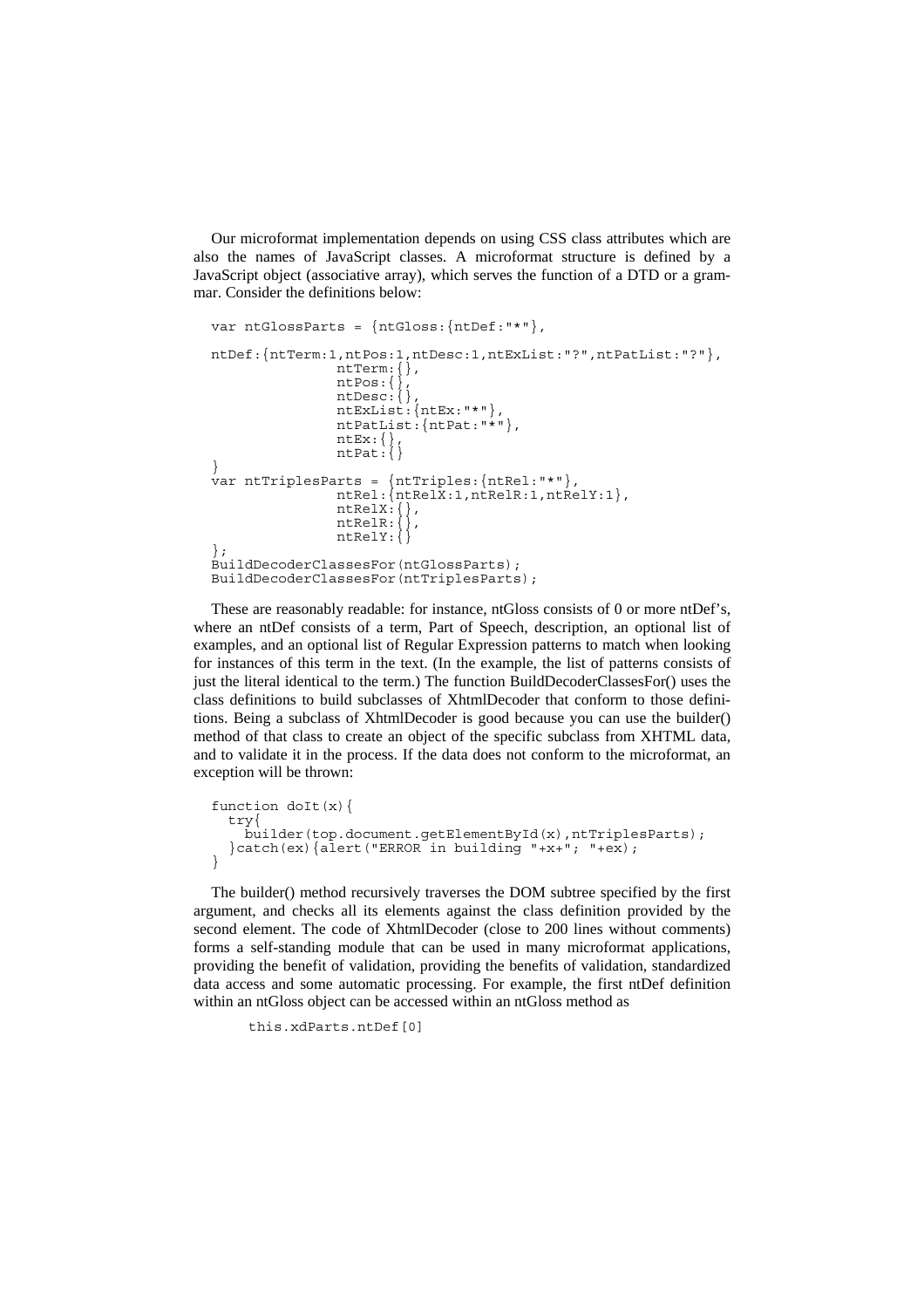Our microformat implementation depends on using CSS class attributes which are also the names of JavaScript classes. A microformat structure is defined by a JavaScript object (associative array), which serves the function of a DTD or a grammar. Consider the definitions below:

```
var ntGlossParts = {ntGloss:{ntDef:"*"},

ntDef:{ntTerm:1,ntPos:1,ntDesc:1,ntExList:"?",ntPatList:"?"},
                ntTerm:{},
                ntPos:{},
                ntDesc:{},
                ntExList:{ntEx:"*"},
                ntPatList:{ntPat:"*"},
                ntEx:{},
                ntPat:{}
}
var ntTriplesParts = {ntTriples:{ntRel:"*"},
                ntRel:{ntRelX:1,ntRelR:1,ntRelY:1},
                ntRelX:{},
                ntRelR:{},
                ntRelY:{}
};
BuildDecoderClassesFor(ntGlossParts);
BuildDecoderClassesFor(ntTriplesParts);
```

These are reasonably readable: for instance, ntGloss consists of 0 or more ntDef's, where an ntDef consists of a term, Part of Speech, description, an optional list of examples, and an optional list of Regular Expression patterns to match when looking for instances of this term in the text. (In the example, the list of patterns consists of just the literal identical to the term.) The function BuildDecoderClassesFor() uses the class definitions to build subclasses of XhtmlDecoder that conform to those definitions. Being a subclass of XhtmlDecoder is good because you can use the builder() method of that class to create an object of the specific subclass from XHTML data, and to validate it in the process. If the data does not conform to the microformat, an exception will be thrown:

```
function doIt(x){
  try{
    builder(top.document.getElementById(x),ntTriplesParts);
  }catch(ex){alert("ERROR in building "+x+"; "+ex);
}
```

The builder() method recursively traverses the DOM subtree specified by the first argument, and checks all its elements against the class definition provided by the second element. The code of XhtmlDecoder (close to 200 lines without comments) forms a self-standing module that can be used in many microformat applications, providing the benefit of validation, providing the benefits of validation, standardized data access and some automatic processing. For example, the first ntDef definition within an ntGloss object can be accessed within an ntGloss method as

```
this.xdParts.ntDef[0]
```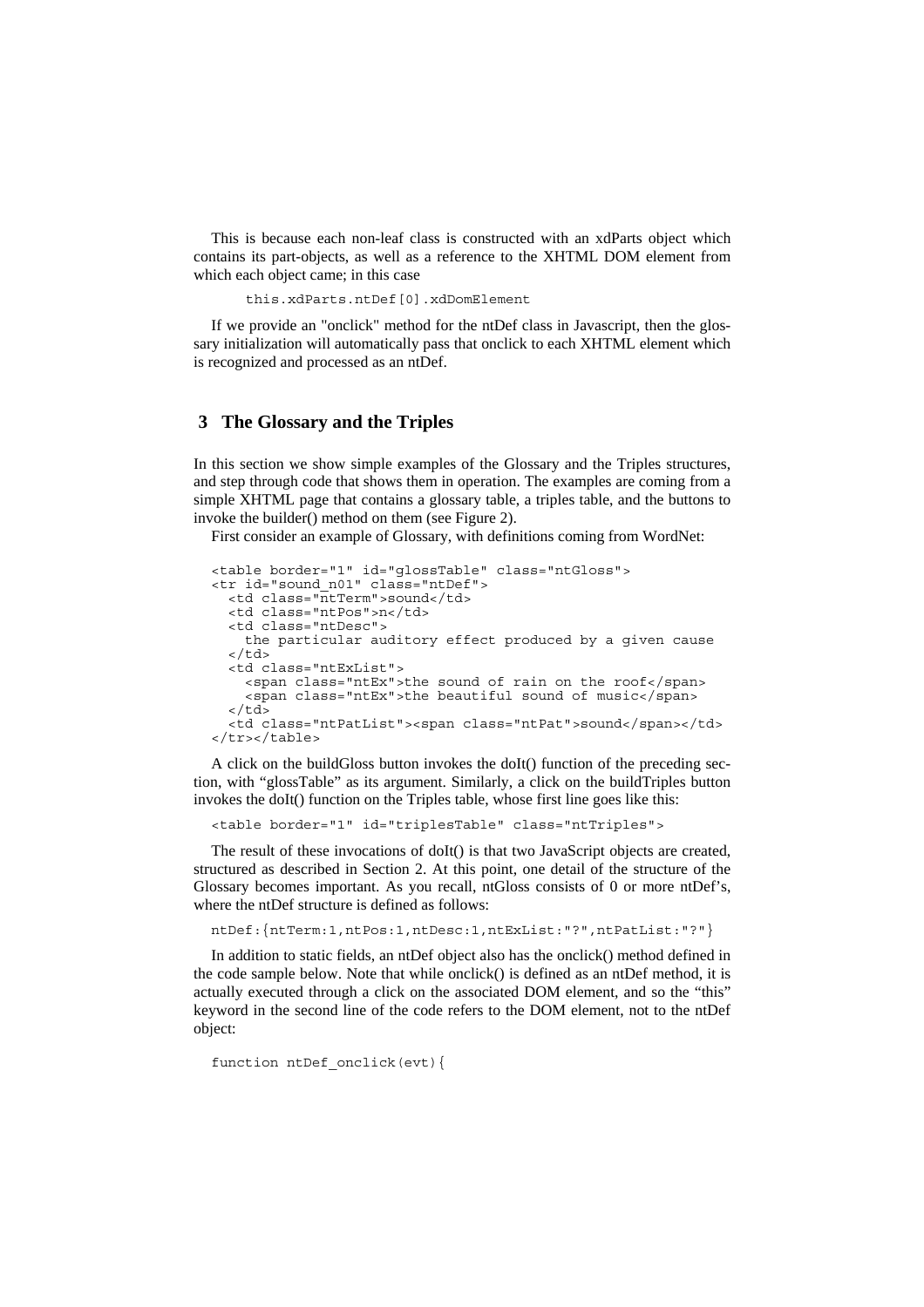This is because each non-leaf class is constructed with an xdParts object which contains its part-objects, as well as a reference to the XHTML DOM element from which each object came; in this case

```
this.xdParts.ntDef[0].xdDomElement
```

If we provide an "onclick" method for the ntDef class in Javascript, then the glossary initialization will automatically pass that onclick to each XHTML element which is recognized and processed as an ntDef.

## 3 The Glossary and the Triples

In this section we show simple examples of the Glossary and the Triples structures, and step through code that shows them in operation. The examples are coming from a simple XHTML page that contains a glossary table, a triples table, and the buttons to invoke the builder() method on them (see Figure 2).

First consider an example of Glossary, with definitions coming from WordNet:

```
<table border="1" id="glossTable" class="ntGloss">
<tr id="sound_n01" class="ntDef">
  <td class="ntTerm">sound</td>
  <td class="ntPos">n</td>
  <td class="ntDesc">
    the particular auditory effect produced by a given cause
  </td>
  <td class="ntExList">
    <span class="ntEx">the sound of rain on the roof</span>
    <span class="ntEx">the beautiful sound of music</span>
  </td>
  <td class="ntPatList"><span class="ntPat">sound</span></td>
</tr></table>
```

A click on the buildGloss button invokes the doIt() function of the preceding section, with “glossTable” as its argument. Similarly, a click on the buildTriples button invokes the doIt() function on the Triples table, whose first line goes like this:

```
<table border="1" id="triplesTable" class="ntTriples">
```

The result of these invocations of doIt() is that two JavaScript objects are created, structured as described in Section 2. At this point, one detail of the structure of the Glossary becomes important. As you recall, ntGloss consists of 0 or more ntDef’s, where the ntDef structure is defined as follows:

```
ntDef:{ntTerm:1,ntPos:1,ntDesc:1,ntExList:"?",ntPatList:"?"}
```

In addition to static fields, an ntDef object also has the onclick() method defined in the code sample below. Note that while onclick() is defined as an ntDef method, it is actually executed through a click on the associated DOM element, and so the “this” keyword in the second line of the code refers to the DOM element, not to the ntDef object:

```
function ntDef_onclick(evt){
```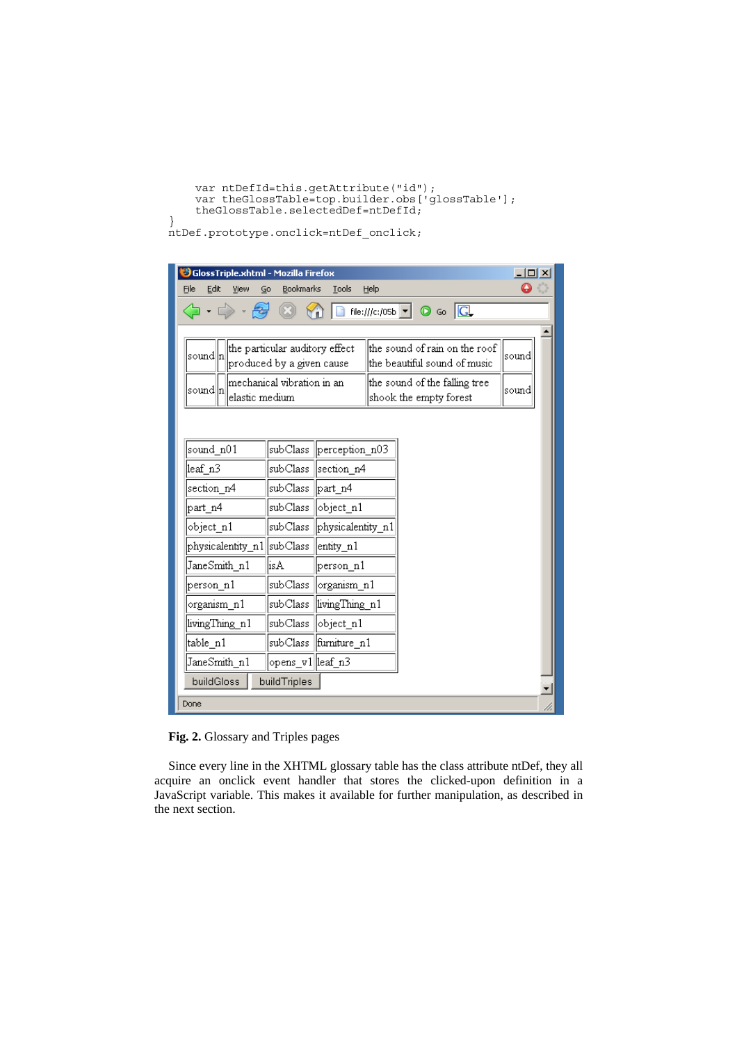```
    var ntDefId=this.getAttribute("id");
    var theGlossTable=top.builder.obs['glossTable'];
    theGlossTable.selectedDef=ntDefId;
}
ntDef.prototype.onclick=ntDef_onclick;
```

| sound | n | the particular auditory effect produced by a given cause | the sound of rain on the roof the beautiful sound of music | sound |
|---|---|---|---|---|
| sound | n | mechanical vibration in an elastic medium | the sound of the falling tree shook the empty forest | sound |

| sound_n01 | subClass | perception_n03 |
|---|---|---|
| leaf_n3 | subClass | section_n4 |
| section_n4 | subClass | part_n4 |
| part_n4 | subClass | object_n1 |
| object_n1 | subClass | physicalentity_n1 |
| physicalentity_n1 | subClass | entity_n1 |
| JaneSmith_n1 | isA | person_n1 |
| person_n1 | subClass | organism_n1 |
| organism_n1 | subClass | livingThing_n1 |
| livingThing_n1 | subClass | object_n1 |
| table_n1 | subClass | furniture_n1 |
| JaneSmith_n1 | opens_v1 | leaf_n3 |

buildGloss  buildTriples

**Fig. 2.** Glossary and Triples pages

Since every line in the XHTML glossary table has the class attribute ntDef, they all acquire an onclick event handler that stores the clicked-upon definition in a JavaScript variable. This makes it available for further manipulation, as described in the next section.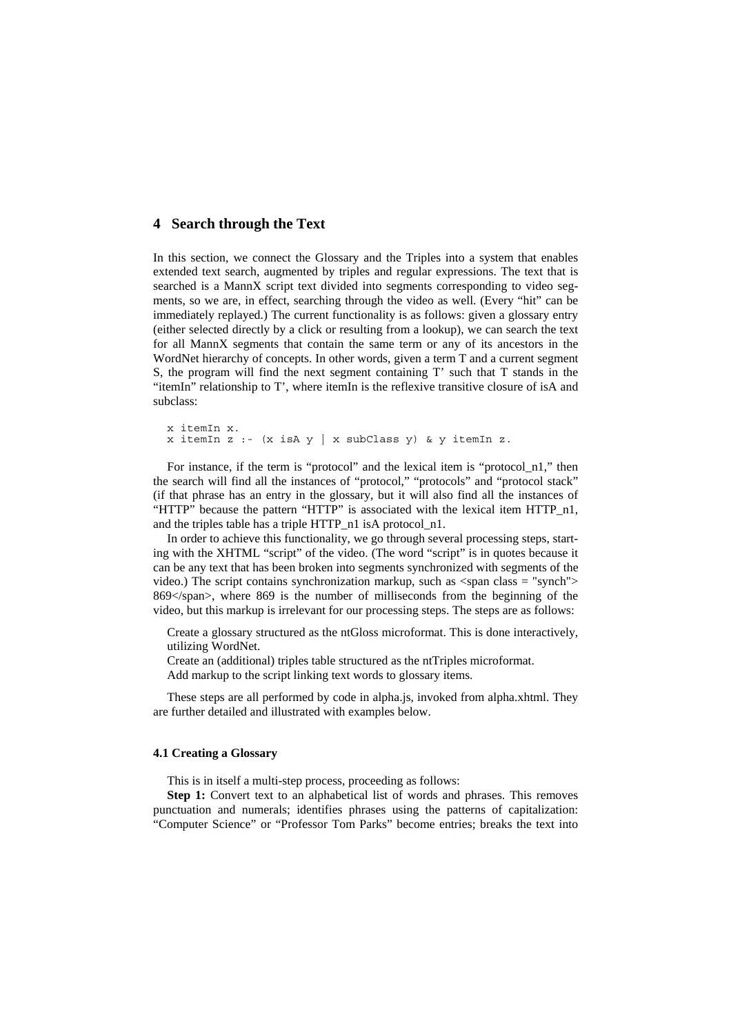## 4 Search through the Text

In this section, we connect the Glossary and the Triples into a system that enables extended text search, augmented by triples and regular expressions. The text that is searched is a MannX script text divided into segments corresponding to video segments, so we are, in effect, searching through the video as well. (Every "hit" can be immediately replayed.) The current functionality is as follows: given a glossary entry (either selected directly by a click or resulting from a lookup), we can search the text for all MannX segments that contain the same term or any of its ancestors in the WordNet hierarchy of concepts. In other words, given a term T and a current segment S, the program will find the next segment containing T' such that T stands in the "itemIn" relationship to T', where itemIn is the reflexive transitive closure of isA and subclass:

```
x itemIn x.
x itemIn z :- (x isA y | x subClass y) & y itemIn z.
```

For instance, if the term is "protocol" and the lexical item is "protocol_n1," then the search will find all the instances of "protocol," "protocols" and "protocol stack" (if that phrase has an entry in the glossary, but it will also find all the instances of "HTTP" because the pattern "HTTP" is associated with the lexical item HTTP_n1, and the triples table has a triple HTTP_n1 isA protocol_n1.

In order to achieve this functionality, we go through several processing steps, starting with the XHTML "script" of the video. (The word "script" is in quotes because it can be any text that has been broken into segments synchronized with segments of the video.) The script contains synchronization markup, such as <span class = "synch"> 869</span>, where 869 is the number of milliseconds from the beginning of the video, but this markup is irrelevant for our processing steps. The steps are as follows:

Create a glossary structured as the ntGloss microformat. This is done interactively, utilizing WordNet.

Create an (additional) triples table structured as the ntTriples microformat.

Add markup to the script linking text words to glossary items.

These steps are all performed by code in alpha.js, invoked from alpha.xhtml. They are further detailed and illustrated with examples below.

### 4.1 Creating a Glossary

This is in itself a multi-step process, proceeding as follows:

**Step 1:** Convert text to an alphabetical list of words and phrases. This removes punctuation and numerals; identifies phrases using the patterns of capitalization: "Computer Science" or "Professor Tom Parks" become entries; breaks the text into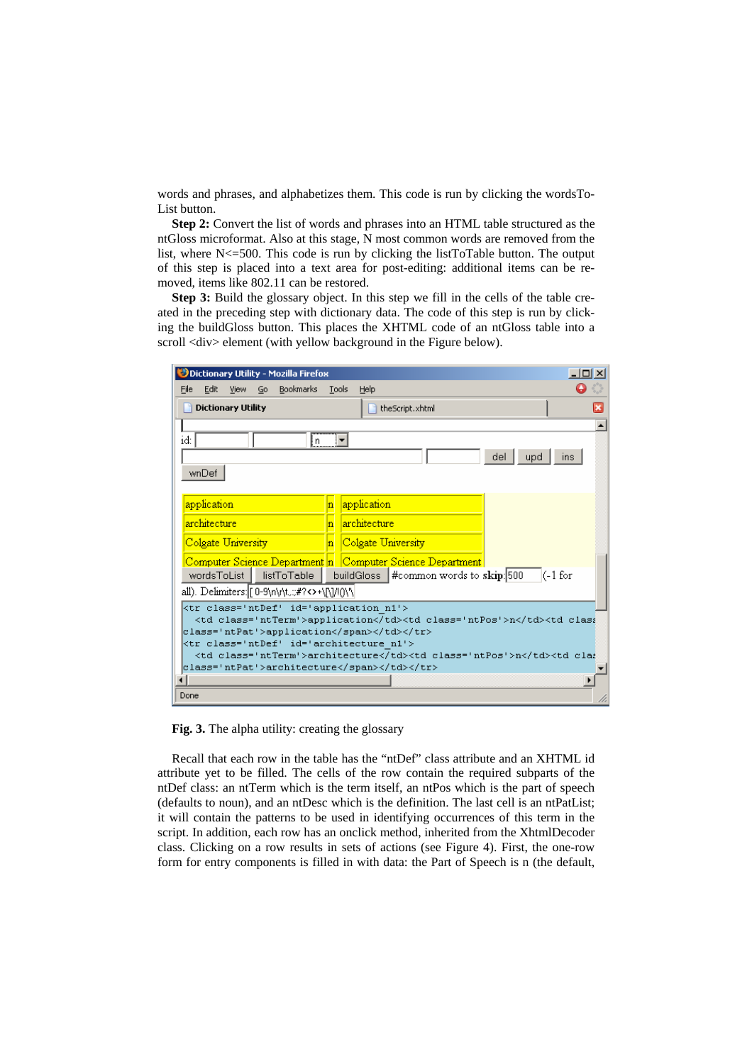words and phrases, and alphabetizes them. This code is run by clicking the wordsToList button.

**Step 2:** Convert the list of words and phrases into an HTML table structured as the ntGloss microformat. Also at this stage, N most common words are removed from the list, where N<=500. This code is run by clicking the listToTable button. The output of this step is placed into a text area for post-editing: additional items can be removed, items like 802.11 can be restored.

**Step 3:** Build the glossary object. In this step we fill in the cells of the table created in the preceding step with dictionary data. The code of this step is run by clicking the buildGloss button. This places the XHTML code of an ntGloss table into a scroll <div> element (with yellow background in the Figure below).

**Fig. 3.** The alpha utility: creating the glossary

Recall that each row in the table has the "ntDef" class attribute and an XHTML id attribute yet to be filled. The cells of the row contain the required subparts of the ntDef class: an ntTerm which is the term itself, an ntPos which is the part of speech (defaults to noun), and an ntDesc which is the definition. The last cell is an ntPatList; it will contain the patterns to be used in identifying occurrences of this term in the script. In addition, each row has an onclick method, inherited from the XhtmlDecoder class. Clicking on a row results in sets of actions (see Figure 4). First, the one-row form for entry components is filled in with data: the Part of Speech is n (the default,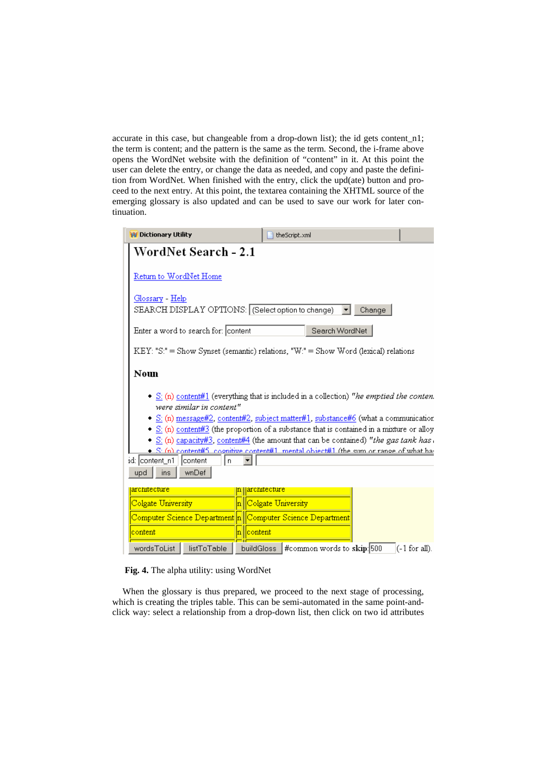accurate in this case, but changeable from a drop-down list); the id gets content_n1; the term is content; and the pattern is the same as the term. Second, the i-frame above opens the WordNet website with the definition of "content" in it. At this point the user can delete the entry, or change the data as needed, and copy and paste the definition from WordNet. When finished with the entry, click the upd(ate) button and proceed to the next entry. At this point, the textarea containing the XHTML source of the emerging glossary is also updated and can be used to save our work for later continuation.

**Fig. 4.** The alpha utility: using WordNet

When the glossary is thus prepared, we proceed to the next stage of processing, which is creating the triples table. This can be semi-automated in the same point-and-click way: select a relationship from a drop-down list, then click on two id attributes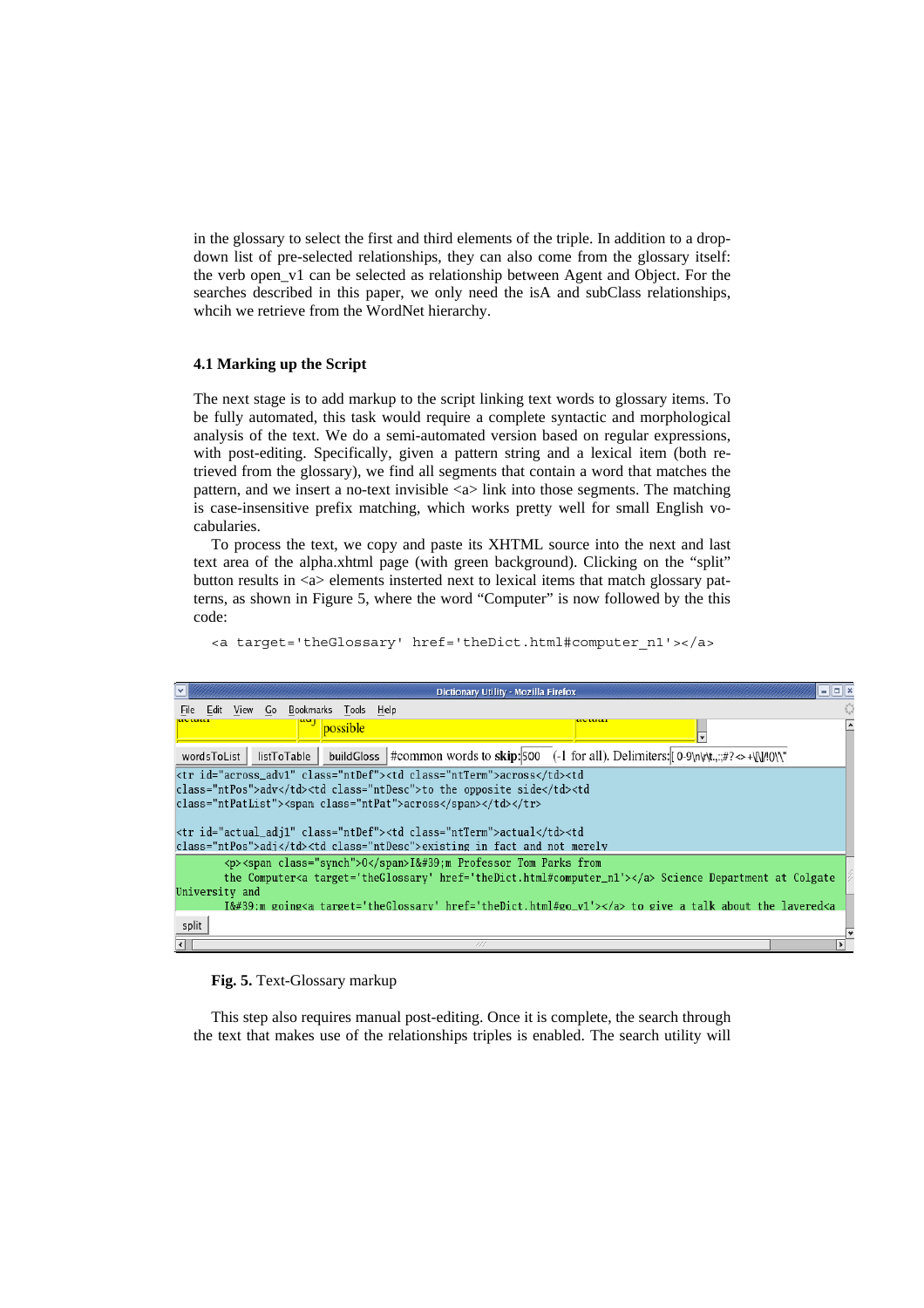in the glossary to select the first and third elements of the triple. In addition to a drop-down list of pre-selected relationships, they can also come from the glossary itself: the verb open_v1 can be selected as relationship between Agent and Object. For the searches described in this paper, we only need the isA and subClass relationships, whcih we retrieve from the WordNet hierarchy.

### 4.1 Marking up the Script

The next stage is to add markup to the script linking text words to glossary items. To be fully automated, this task would require a complete syntactic and morphological analysis of the text. We do a semi-automated version based on regular expressions, with post-editing. Specifically, given a pattern string and a lexical item (both retrieved from the glossary), we find all segments that contain a word that matches the pattern, and we insert a no-text invisible <a> link into those segments. The matching is case-insensitive prefix matching, which works pretty well for small English vocabularies.

To process the text, we copy and paste its XHTML source into the next and last text area of the alpha.xhtml page (with green background). Clicking on the “split” button results in <a> elements insterted next to lexical items that match glossary patterns, as shown in Figure 5, where the word “Computer” is now followed by the this code:

```
<a target='theGlossary' href='theDict.html#computer_n1'></a>
```

**Fig. 5.** Text-Glossary markup

This step also requires manual post-editing. Once it is complete, the search through the text that makes use of the relationships triples is enabled. The search utility will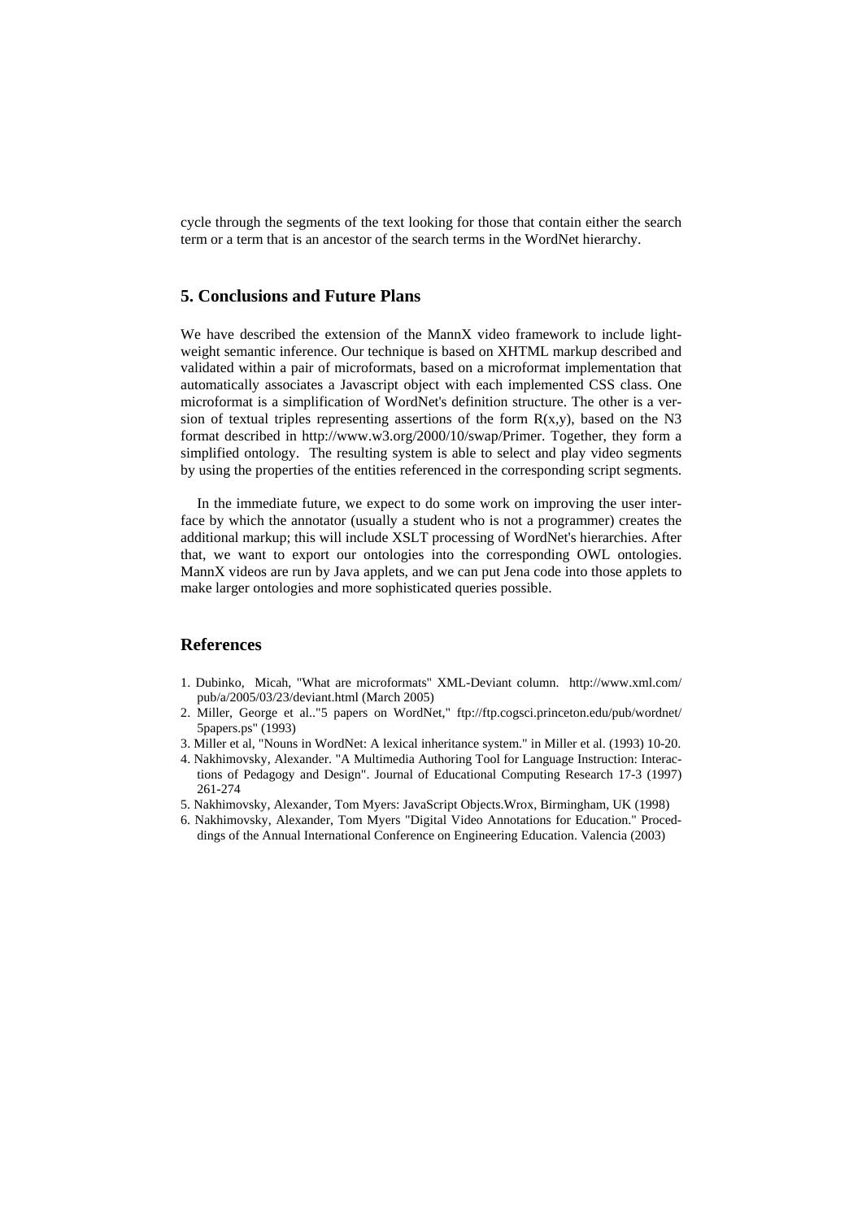cycle through the segments of the text looking for those that contain either the search term or a term that is an ancestor of the search terms in the WordNet hierarchy.

## 5. Conclusions and Future Plans

We have described the extension of the MannX video framework to include lightweight semantic inference. Our technique is based on XHTML markup described and validated within a pair of microformats, based on a microformat implementation that automatically associates a Javascript object with each implemented CSS class. One microformat is a simplification of WordNet's definition structure. The other is a version of textual triples representing assertions of the form R(x,y), based on the N3 format described in http://www.w3.org/2000/10/swap/Primer. Together, they form a simplified ontology. The resulting system is able to select and play video segments by using the properties of the entities referenced in the corresponding script segments.

In the immediate future, we expect to do some work on improving the user interface by which the annotator (usually a student who is not a programmer) creates the additional markup; this will include XSLT processing of WordNet's hierarchies. After that, we want to export our ontologies into the corresponding OWL ontologies. MannX videos are run by Java applets, and we can put Jena code into those applets to make larger ontologies and more sophisticated queries possible.

## References

1. Dubinko, Micah, "What are microformats" XML-Deviant column. http://www.xml.com/pub/a/2005/03/23/deviant.html (March 2005)
2. Miller, George et al.."5 papers on WordNet," ftp://ftp.cogsci.princeton.edu/pub/wordnet/5papers.ps" (1993)
3. Miller et al, "Nouns in WordNet: A lexical inheritance system." in Miller et al. (1993) 10-20.
4. Nakhimovsky, Alexander. "A Multimedia Authoring Tool for Language Instruction: Interactions of Pedagogy and Design". Journal of Educational Computing Research 17-3 (1997) 261-274
5. Nakhimovsky, Alexander, Tom Myers: JavaScript Objects.Wrox, Birmingham, UK (1998)
6. Nakhimovsky, Alexander, Tom Myers "Digital Video Annotations for Education." Proceddings of the Annual International Conference on Engineering Education. Valencia (2003)